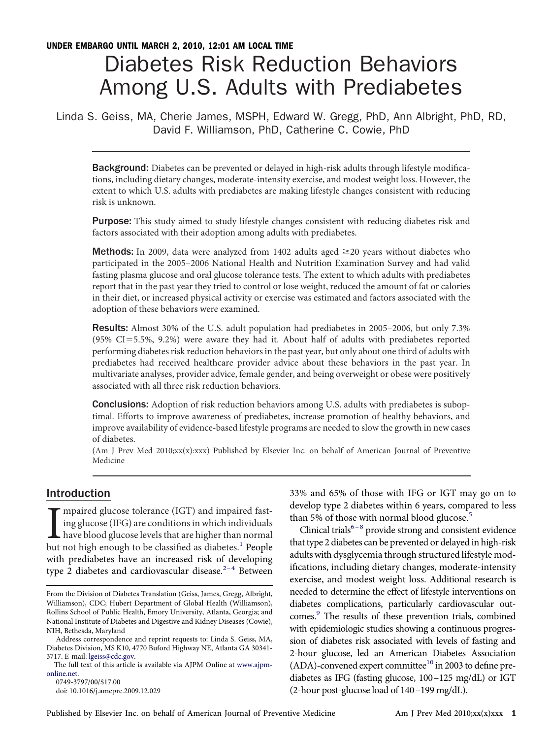UNDER EMBARGO UNTIL MARCH 2, 2010, 12:01 AM LOCAL TIME

# Diabetes Risk Reduction Behaviors Among U.S. Adults with Prediabetes

Linda S. Geiss, MA, Cherie James, MSPH, Edward W. Gregg, PhD, Ann Albright, PhD, RD, David F. Williamson, PhD, Catherine C. Cowie, PhD

**Background:** Diabetes can be prevented or delayed in high-risk adults through lifestyle modifications, including dietary changes, moderate-intensity exercise, and modest weight loss. However, the extent to which U.S. adults with prediabetes are making lifestyle changes consistent with reducing risk is unknown.

**Purpose:** This study aimed to study lifestyle changes consistent with reducing diabetes risk and factors associated with their adoption among adults with prediabetes.

**Methods:** In 2009, data were analyzed from 1402 adults aged ≥20 years without diabetes who participated in the 2005–2006 National Health and Nutrition Examination Survey and had valid fasting plasma glucose and oral glucose tolerance tests. The extent to which adults with prediabetes report that in the past year they tried to control or lose weight, reduced the amount of fat or calories in their diet, or increased physical activity or exercise was estimated and factors associated with the adoption of these behaviors were examined.

**Results:** Almost 30% of the U.S. adult population had prediabetes in 2005–2006, but only 7.3% (95% CI=5.5%, 9.2%) were aware they had it. About half of adults with prediabetes reported performing diabetes risk reduction behaviors in the past year, but only about one third of adults with prediabetes had received healthcare provider advice about these behaviors in the past year. In multivariate analyses, provider advice, female gender, and being overweight or obese were positively associated with all three risk reduction behaviors.

**Conclusions:** Adoption of risk reduction behaviors among U.S. adults with prediabetes is suboptimal. Efforts to improve awareness of prediabetes, increase promotion of healthy behaviors, and improve availability of evidence-based lifestyle programs are needed to slow the growth in new cases of diabetes.

(Am J Prev Med 2010;xx(x):xxx) Published by Elsevier Inc. on behalf of American Journal of Preventive Medicine

## Introduction

Impaired glucose tolerance (IGT) and impaired fasting glucose (IFG) are conditions in which individuals have blood glucose levels that are higher than normal but not high enough to be classified as diabetes.[1] People with prediabetes have an increased risk of developing type 2 diabetes and cardiovascular disease.[2–4] Between 33% and 65% of those with IFG or IGT may go on to develop type 2 diabetes within 6 years, compared to less than 5% of those with normal blood glucose.[5]

Clinical trials[6–8] provide strong and consistent evidence that type 2 diabetes can be prevented or delayed in high-risk adults with dysglycemia through structured lifestyle modifications, including dietary changes, moderate-intensity exercise, and modest weight loss. Additional research is needed to determine the effect of lifestyle interventions on diabetes complications, particularly cardiovascular outcomes.[9] The results of these prevention trials, combined with epidemiologic studies showing a continuous progression of diabetes risk associated with levels of fasting and 2-hour glucose, led an American Diabetes Association (ADA)-convened expert committee[10] in 2003 to define prediabetes as IFG (fasting glucose, 100–125 mg/dL) or IGT (2-hour post-glucose load of 140–199 mg/dL).

From the Division of Diabetes Translation (Geiss, James, Gregg, Albright, Williamson), CDC; Hubert Department of Global Health (Williamson), Rollins School of Public Health, Emory University, Atlanta, Georgia; and National Institute of Diabetes and Digestive and Kidney Diseases (Cowie), NIH, Bethesda, Maryland

Address correspondence and reprint requests to: Linda S. Geiss, MA, Diabetes Division, MS K10, 4770 Buford Highway NE, Atlanta GA 30341-3717. E-mail: lgeiss@cdc.gov.

The full text of this article is available via AJPM Online at www.ajpm-online.net.

0749-3797/00/$17.00

doi: 10.1016/j.amepre.2009.12.029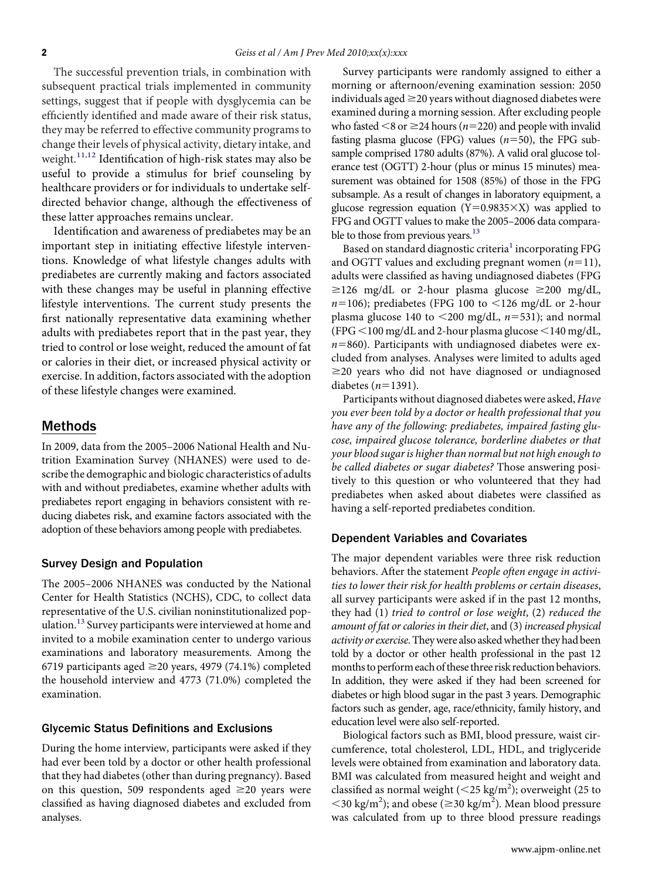The successful prevention trials, in combination with subsequent practical trials implemented in community settings, suggest that if people with dysglycemia can be efficiently identified and made aware of their risk status, they may be referred to effective community programs to change their levels of physical activity, dietary intake, and weight.[11,12] Identification of high-risk states may also be useful to provide a stimulus for brief counseling by healthcare providers or for individuals to undertake self-directed behavior change, although the effectiveness of these latter approaches remains unclear.

Identification and awareness of prediabetes may be an important step in initiating effective lifestyle interventions. Knowledge of what lifestyle changes adults with prediabetes are currently making and factors associated with these changes may be useful in planning effective lifestyle interventions. The current study presents the first nationally representative data examining whether adults with prediabetes report that in the past year, they tried to control or lose weight, reduced the amount of fat or calories in their diet, or increased physical activity or exercise. In addition, factors associated with the adoption of these lifestyle changes were examined.

## Methods

In 2009, data from the 2005–2006 National Health and Nutrition Examination Survey (NHANES) were used to describe the demographic and biologic characteristics of adults with and without prediabetes, examine whether adults with prediabetes report engaging in behaviors consistent with reducing diabetes risk, and examine factors associated with the adoption of these behaviors among people with prediabetes.

### Survey Design and Population

The 2005–2006 NHANES was conducted by the National Center for Health Statistics (NCHS), CDC, to collect data representative of the U.S. civilian noninstitutionalized population.[13] Survey participants were interviewed at home and invited to a mobile examination center to undergo various examinations and laboratory measurements. Among the 6719 participants aged ≥20 years, 4979 (74.1%) completed the household interview and 4773 (71.0%) completed the examination.

### Glycemic Status Definitions and Exclusions

During the home interview, participants were asked if they had ever been told by a doctor or other health professional that they had diabetes (other than during pregnancy). Based on this question, 509 respondents aged ≥20 years were classified as having diagnosed diabetes and excluded from analyses.

Survey participants were randomly assigned to either a morning or afternoon/evening examination session: 2050 individuals aged ≥20 years without diagnosed diabetes were examined during a morning session. After excluding people who fasted <8 or ≥24 hours ($n$=220) and people with invalid fasting plasma glucose (FPG) values ($n$=50), the FPG subsample comprised 1780 adults (87%). A valid oral glucose tolerance test (OGTT) 2-hour (plus or minus 15 minutes) measurement was obtained for 1508 (85%) of those in the FPG subsample. As a result of changes in laboratory equipment, a glucose regression equation ($Y=0.9835\times X$) was applied to FPG and OGTT values to make the 2005–2006 data comparable to those from previous years.[13]

Based on standard diagnostic criteria[1] incorporating FPG and OGTT values and excluding pregnant women ($n$=11), adults were classified as having undiagnosed diabetes (FPG ≥126 mg/dL or 2-hour plasma glucose ≥200 mg/dL, $n$=106); prediabetes (FPG 100 to <126 mg/dL or 2-hour plasma glucose 140 to <200 mg/dL, $n$=531); and normal (FPG <100 mg/dL and 2-hour plasma glucose <140 mg/dL, $n$=860). Participants with undiagnosed diabetes were excluded from analyses. Analyses were limited to adults aged ≥20 years who did not have diagnosed or undiagnosed diabetes ($n$=1391).

Participants without diagnosed diabetes were asked, *Have you ever been told by a doctor or health professional that you have any of the following: prediabetes, impaired fasting glucose, impaired glucose tolerance, borderline diabetes or that your blood sugar is higher than normal but not high enough to be called diabetes or sugar diabetes?* Those answering positively to this question or who volunteered that they had prediabetes when asked about diabetes were classified as having a self-reported prediabetes condition.

### Dependent Variables and Covariates

The major dependent variables were three risk reduction behaviors. After the statement *People often engage in activities to lower their risk for health problems or certain diseases*, all survey participants were asked if in the past 12 months, they had (1) *tried to control or lose weight*, (2) *reduced the amount of fat or calories in their diet*, and (3) *increased physical activity or exercise*. They were also asked whether they had been told by a doctor or other health professional in the past 12 months to perform each of these three risk reduction behaviors. In addition, they were asked if they had been screened for diabetes or high blood sugar in the past 3 years. Demographic factors such as gender, age, race/ethnicity, family history, and education level were also self-reported.

Biological factors such as BMI, blood pressure, waist circumference, total cholesterol, LDL, HDL, and triglyceride levels were obtained from examination and laboratory data. BMI was calculated from measured height and weight and classified as normal weight (<25 kg/m$^2$); overweight (25 to <30 kg/m$^2$); and obese (≥30 kg/m$^2$). Mean blood pressure was calculated from up to three blood pressure readings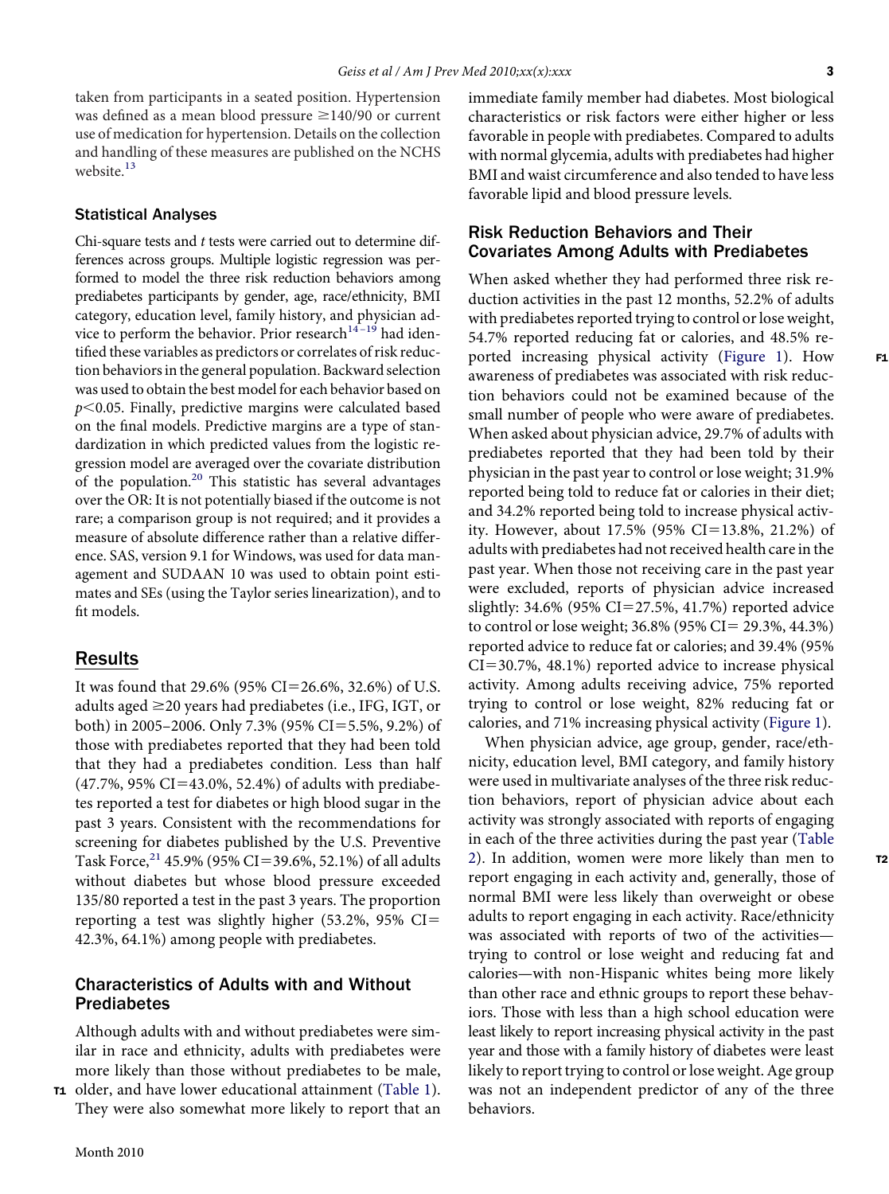taken from participants in a seated position. Hypertension was defined as a mean blood pressure ≥140/90 or current use of medication for hypertension. Details on the collection and handling of these measures are published on the NCHS website.[13]

### Statistical Analyses

Chi-square tests and *t* tests were carried out to determine differences across groups. Multiple logistic regression was performed to model the three risk reduction behaviors among prediabetes participants by gender, age, race/ethnicity, BMI category, education level, family history, and physician advice to perform the behavior. Prior research[14–19] had identified these variables as predictors or correlates of risk reduction behaviors in the general population. Backward selection was used to obtain the best model for each behavior based on $p<0.05$. Finally, predictive margins were calculated based on the final models. Predictive margins are a type of standardization in which predicted values from the logistic regression model are averaged over the covariate distribution of the population.[20] This statistic has several advantages over the OR: It is not potentially biased if the outcome is not rare; a comparison group is not required; and it provides a measure of absolute difference rather than a relative difference. SAS, version 9.1 for Windows, was used for data management and SUDAAN 10 was used to obtain point estimates and SEs (using the Taylor series linearization), and to fit models.

## Results

It was found that 29.6% (95% CI=26.6%, 32.6%) of U.S. adults aged ≥20 years had prediabetes (i.e., IFG, IGT, or both) in 2005–2006. Only 7.3% (95% CI=5.5%, 9.2%) of those with prediabetes reported that they had been told that they had a prediabetes condition. Less than half (47.7%, 95% CI=43.0%, 52.4%) of adults with prediabetes reported a test for diabetes or high blood sugar in the past 3 years. Consistent with the recommendations for screening for diabetes published by the U.S. Preventive Task Force,[21] 45.9% (95% CI=39.6%, 52.1%) of all adults without diabetes but whose blood pressure exceeded 135/80 reported a test in the past 3 years. The proportion reporting a test was slightly higher (53.2%, 95% CI=42.3%, 64.1%) among people with prediabetes.

### Characteristics of Adults with and Without Prediabetes

Although adults with and without prediabetes were similar in race and ethnicity, adults with prediabetes were more likely than those without prediabetes to be male, older, and have lower educational attainment (Table 1). They were also somewhat more likely to report that an immediate family member had diabetes. Most biological characteristics or risk factors were either higher or less favorable in people with prediabetes. Compared to adults with normal glycemia, adults with prediabetes had higher BMI and waist circumference and also tended to have less favorable lipid and blood pressure levels.

### Risk Reduction Behaviors and Their Covariates Among Adults with Prediabetes

When asked whether they had performed three risk reduction activities in the past 12 months, 52.2% of adults with prediabetes reported trying to control or lose weight, 54.7% reported reducing fat or calories, and 48.5% reported increasing physical activity (Figure 1). How awareness of prediabetes was associated with risk reduction behaviors could not be examined because of the small number of people who were aware of prediabetes. When asked about physician advice, 29.7% of adults with prediabetes reported that they had been told by their physician in the past year to control or lose weight; 31.9% reported being told to reduce fat or calories in their diet; and 34.2% reported being told to increase physical activity. However, about 17.5% (95% CI=13.8%, 21.2%) of adults with prediabetes had not received health care in the past year. When those not receiving care in the past year were excluded, reports of physician advice increased slightly: 34.6% (95% CI=27.5%, 41.7%) reported advice to control or lose weight; 36.8% (95% CI= 29.3%, 44.3%) reported advice to reduce fat or calories; and 39.4% (95% CI=30.7%, 48.1%) reported advice to increase physical activity. Among adults receiving advice, 75% reported trying to control or lose weight, 82% reducing fat or calories, and 71% increasing physical activity (Figure 1).

When physician advice, age group, gender, race/ethnicity, education level, BMI category, and family history were used in multivariate analyses of the three risk reduction behaviors, report of physician advice about each activity was strongly associated with reports of engaging in each of the three activities during the past year (Table 2). In addition, women were more likely than men to report engaging in each activity and, generally, those of normal BMI were less likely than overweight or obese adults to report engaging in each activity. Race/ethnicity was associated with reports of two of the activities—trying to control or lose weight and reducing fat and calories—with non-Hispanic whites being more likely than other race and ethnic groups to report these behaviors. Those with less than a high school education were least likely to report increasing physical activity in the past year and those with a family history of diabetes were least likely to report trying to control or lose weight. Age group was not an independent predictor of any of the three behaviors.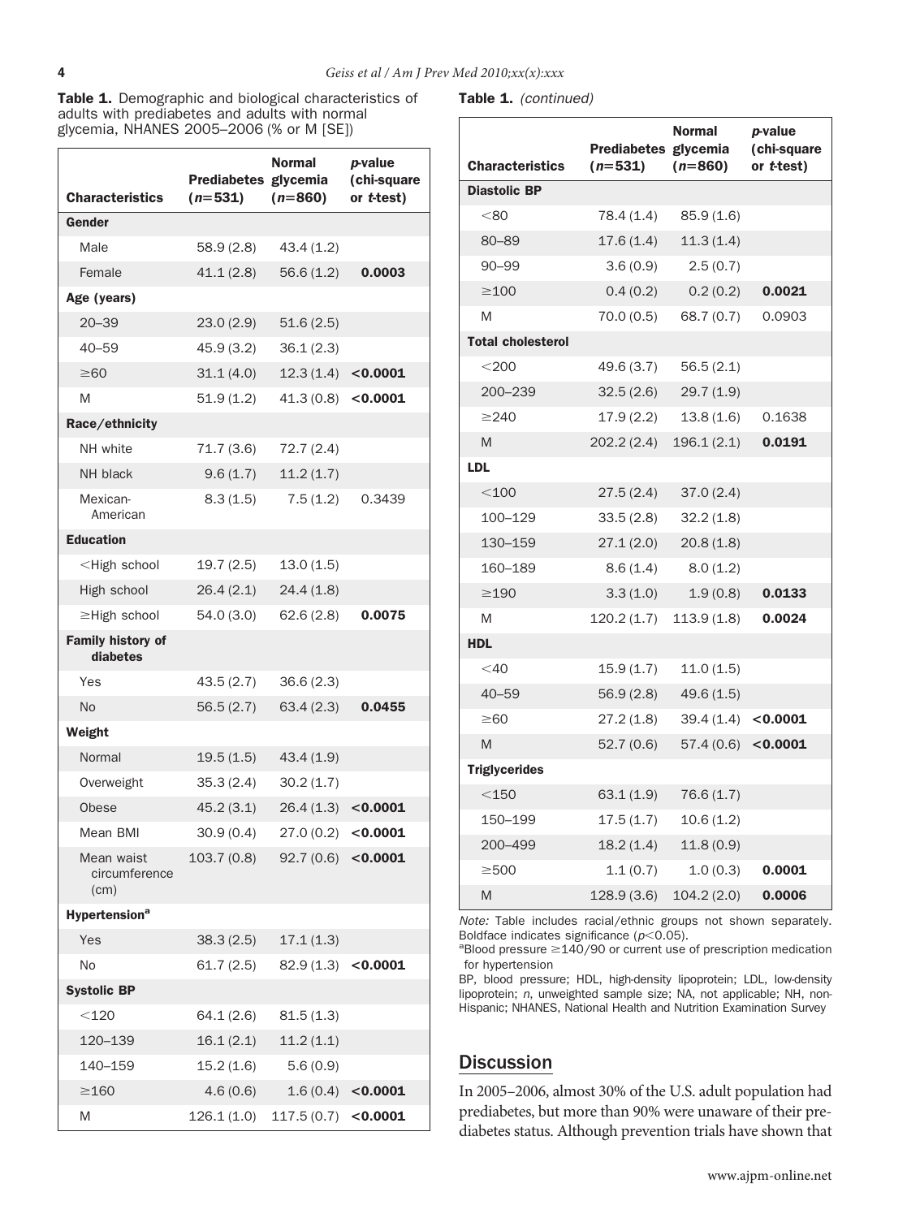**Table 1.** Demographic and biological characteristics of adults with prediabetes and adults with normal glycemia, NHANES 2005–2006 (% or M [SE])

| Characteristics | Prediabetes ($n$=531) | Normal glycemia ($n$=860) | $p$-value (chi-square or $t$-test) |
|---|---|---|---|
| **Gender** | | | |
| Male | 58.9 (2.8) | 43.4 (1.2) | |
| Female | 41.1 (2.8) | 56.6 (1.2) | **0.0003** |
| **Age (years)** | | | |
| 20–39 | 23.0 (2.9) | 51.6 (2.5) | |
| 40–59 | 45.9 (3.2) | 36.1 (2.3) | |
| ≥60 | 31.1 (4.0) | 12.3 (1.4) | **<0.0001** |
| M | 51.9 (1.2) | 41.3 (0.8) | **<0.0001** |
| **Race/ethnicity** | | | |
| NH white | 71.7 (3.6) | 72.7 (2.4) | |
| NH black | 9.6 (1.7) | 11.2 (1.7) | |
| Mexican-American | 8.3 (1.5) | 7.5 (1.2) | 0.3439 |
| **Education** | | | |
| <High school | 19.7 (2.5) | 13.0 (1.5) | |
| High school | 26.4 (2.1) | 24.4 (1.8) | |
| ≥High school | 54.0 (3.0) | 62.6 (2.8) | **0.0075** |
| **Family history of diabetes** | | | |
| Yes | 43.5 (2.7) | 36.6 (2.3) | |
| No | 56.5 (2.7) | 63.4 (2.3) | **0.0455** |
| **Weight** | | | |
| Normal | 19.5 (1.5) | 43.4 (1.9) | |
| Overweight | 35.3 (2.4) | 30.2 (1.7) | |
| Obese | 45.2 (3.1) | 26.4 (1.3) | **<0.0001** |
| Mean BMI | 30.9 (0.4) | 27.0 (0.2) | **<0.0001** |
| Mean waist circumference (cm) | 103.7 (0.8) | 92.7 (0.6) | **<0.0001** |
| **Hypertension**[a] | | | |
| Yes | 38.3 (2.5) | 17.1 (1.3) | |
| No | 61.7 (2.5) | 82.9 (1.3) | **<0.0001** |
| **Systolic BP** | | | |
| <120 | 64.1 (2.6) | 81.5 (1.3) | |
| 120–139 | 16.1 (2.1) | 11.2 (1.1) | |
| 140–159 | 15.2 (1.6) | 5.6 (0.9) | |
| ≥160 | 4.6 (0.6) | 1.6 (0.4) | **<0.0001** |
| M | 126.1 (1.0) | 117.5 (0.7) | **<0.0001** |
| **Diastolic BP** | | | |
| <80 | 78.4 (1.4) | 85.9 (1.6) | |
| 80–89 | 17.6 (1.4) | 11.3 (1.4) | |
| 90–99 | 3.6 (0.9) | 2.5 (0.7) | |
| ≥100 | 0.4 (0.2) | 0.2 (0.2) | **0.0021** |
| M | 70.0 (0.5) | 68.7 (0.7) | 0.0903 |
| **Total cholesterol** | | | |
| <200 | 49.6 (3.7) | 56.5 (2.1) | |
| 200–239 | 32.5 (2.6) | 29.7 (1.9) | |
| ≥240 | 17.9 (2.2) | 13.8 (1.6) | 0.1638 |
| M | 202.2 (2.4) | 196.1 (2.1) | **0.0191** |
| **LDL** | | | |
| <100 | 27.5 (2.4) | 37.0 (2.4) | |
| 100–129 | 33.5 (2.8) | 32.2 (1.8) | |
| 130–159 | 27.1 (2.0) | 20.8 (1.8) | |
| 160–189 | 8.6 (1.4) | 8.0 (1.2) | |
| ≥190 | 3.3 (1.0) | 1.9 (0.8) | **0.0133** |
| M | 120.2 (1.7) | 113.9 (1.8) | **0.0024** |
| **HDL** | | | |
| <40 | 15.9 (1.7) | 11.0 (1.5) | |
| 40–59 | 56.9 (2.8) | 49.6 (1.5) | |
| ≥60 | 27.2 (1.8) | 39.4 (1.4) | **<0.0001** |
| M | 52.7 (0.6) | 57.4 (0.6) | **<0.0001** |
| **Triglycerides** | | | |
| <150 | 63.1 (1.9) | 76.6 (1.7) | |
| 150–199 | 17.5 (1.7) | 10.6 (1.2) | |
| 200–499 | 18.2 (1.4) | 11.8 (0.9) | |
| ≥500 | 1.1 (0.7) | 1.0 (0.3) | **0.0001** |
| M | 128.9 (3.6) | 104.2 (2.0) | **0.0006** |

*Note:* Table includes racial/ethnic groups not shown separately. Boldface indicates significance ($p<0.05$).

[a]Blood pressure ≥140/90 or current use of prescription medication for hypertension

BP, blood pressure; HDL, high-density lipoprotein; LDL, low-density lipoprotein; $n$, unweighted sample size; NA, not applicable; NH, non-Hispanic; NHANES, National Health and Nutrition Examination Survey

## Discussion

In 2005–2006, almost 30% of the U.S. adult population had prediabetes, but more than 90% were unaware of their prediabetes status. Although prevention trials have shown that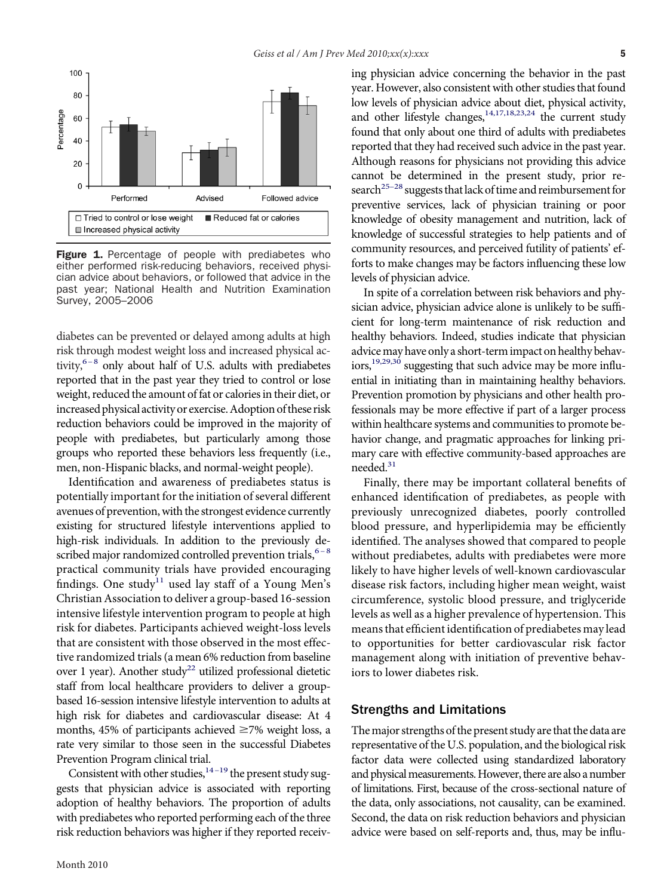**Figure 1.** Percentage of people with prediabetes who either performed risk-reducing behaviors, received physician advice about behaviors, or followed that advice in the past year; National Health and Nutrition Examination Survey, 2005–2006

diabetes can be prevented or delayed among adults at high risk through modest weight loss and increased physical activity,[6–8] only about half of U.S. adults with prediabetes reported that in the past year they tried to control or lose weight, reduced the amount of fat or calories in their diet, or increased physical activity or exercise. Adoption of these risk reduction behaviors could be improved in the majority of people with prediabetes, but particularly among those groups who reported these behaviors less frequently (i.e., men, non-Hispanic blacks, and normal-weight people).

Identification and awareness of prediabetes status is potentially important for the initiation of several different avenues of prevention, with the strongest evidence currently existing for structured lifestyle interventions applied to high-risk individuals. In addition to the previously described major randomized controlled prevention trials,[6–8] practical community trials have provided encouraging findings. One study[11] used lay staff of a Young Men's Christian Association to deliver a group-based 16-session intensive lifestyle intervention program to people at high risk for diabetes. Participants achieved weight-loss levels that are consistent with those observed in the most effective randomized trials (a mean 6% reduction from baseline over 1 year). Another study[22] utilized professional dietetic staff from local healthcare providers to deliver a group-based 16-session intensive lifestyle intervention to adults at high risk for diabetes and cardiovascular disease: At 4 months, 45% of participants achieved ≥7% weight loss, a rate very similar to those seen in the successful Diabetes Prevention Program clinical trial.

Consistent with other studies,[14–19] the present study suggests that physician advice is associated with reporting adoption of healthy behaviors. The proportion of adults with prediabetes who reported performing each of the three risk reduction behaviors was higher if they reported receiving physician advice concerning the behavior in the past year. However, also consistent with other studies that found low levels of physician advice about diet, physical activity, and other lifestyle changes,[14,17,18,23,24] the current study found that only about one third of adults with prediabetes reported that they had received such advice in the past year. Although reasons for physicians not providing this advice cannot be determined in the present study, prior research[25–28] suggests that lack of time and reimbursement for preventive services, lack of physician training or poor knowledge of obesity management and nutrition, lack of knowledge of successful strategies to help patients and of community resources, and perceived futility of patients' efforts to make changes may be factors influencing these low levels of physician advice.

In spite of a correlation between risk behaviors and physician advice, physician advice alone is unlikely to be sufficient for long-term maintenance of risk reduction and healthy behaviors. Indeed, studies indicate that physician advice may have only a short-term impact on healthy behaviors,[19,29,30] suggesting that such advice may be more influential in initiating than in maintaining healthy behaviors. Prevention promotion by physicians and other health professionals may be more effective if part of a larger process within healthcare systems and communities to promote behavior change, and pragmatic approaches for linking primary care with effective community-based approaches are needed.[31]

Finally, there may be important collateral benefits of enhanced identification of prediabetes, as people with previously unrecognized diabetes, poorly controlled blood pressure, and hyperlipidemia may be efficiently identified. The analyses showed that compared to people without prediabetes, adults with prediabetes were more likely to have higher levels of well-known cardiovascular disease risk factors, including higher mean weight, waist circumference, systolic blood pressure, and triglyceride levels as well as a higher prevalence of hypertension. This means that efficient identification of prediabetes may lead to opportunities for better cardiovascular risk factor management along with initiation of preventive behaviors to lower diabetes risk.

## Strengths and Limitations

The major strengths of the present study are that the data are representative of the U.S. population, and the biological risk factor data were collected using standardized laboratory and physical measurements. However, there are also a number of limitations. First, because of the cross-sectional nature of the data, only associations, not causality, can be examined. Second, the data on risk reduction behaviors and physician advice were based on self-reports and, thus, may be influ-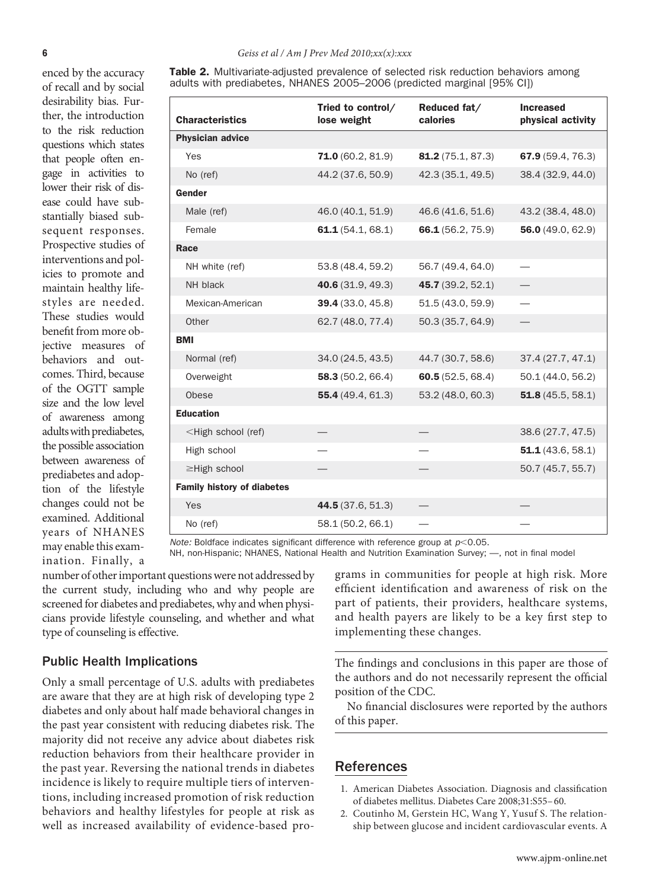enced by the accuracy of recall and by social desirability bias. Further, the introduction to the risk reduction questions which states that people often engage in activities to lower their risk of disease could have substantially biased subsequent responses. Prospective studies of interventions and policies to promote and maintain healthy lifestyles are needed. These studies would benefit from more objective measures of behaviors and outcomes. Third, because of the OGTT sample size and the low level of awareness among adults with prediabetes, the possible association between awareness of prediabetes and adoption of the lifestyle changes could not be examined. Additional years of NHANES may enable this examination. Finally, a number of other important questions were not addressed by the current study, including who and why people are screened for diabetes and prediabetes, why and when physicians provide lifestyle counseling, and whether and what type of counseling is effective.

**Table 2.** Multivariate-adjusted prevalence of selected risk reduction behaviors among adults with prediabetes, NHANES 2005–2006 (predicted marginal [95% CI])

| Characteristics | Tried to control/ lose weight | Reduced fat/ calories | Increased physical activity |
|---|---|---|---|
| **Physician advice** | | | |
| Yes | **71.0** (60.2, 81.9) | **81.2** (75.1, 87.3) | **67.9** (59.4, 76.3) |
| No (ref) | 44.2 (37.6, 50.9) | 42.3 (35.1, 49.5) | 38.4 (32.9, 44.0) |
| **Gender** | | | |
| Male (ref) | 46.0 (40.1, 51.9) | 46.6 (41.6, 51.6) | 43.2 (38.4, 48.0) |
| Female | **61.1** (54.1, 68.1) | **66.1** (56.2, 75.9) | **56.0** (49.0, 62.9) |
| **Race** | | | |
| NH white (ref) | 53.8 (48.4, 59.2) | 56.7 (49.4, 64.0) | — |
| NH black | **40.6** (31.9, 49.3) | **45.7** (39.2, 52.1) | — |
| Mexican-American | **39.4** (33.0, 45.8) | 51.5 (43.0, 59.9) | — |
| Other | 62.7 (48.0, 77.4) | 50.3 (35.7, 64.9) | — |
| **BMI** | | | |
| Normal (ref) | 34.0 (24.5, 43.5) | 44.7 (30.7, 58.6) | 37.4 (27.7, 47.1) |
| Overweight | **58.3** (50.2, 66.4) | **60.5** (52.5, 68.4) | 50.1 (44.0, 56.2) |
| Obese | **55.4** (49.4, 61.3) | 53.2 (48.0, 60.3) | **51.8** (45.5, 58.1) |
| **Education** | | | |
| <High school (ref) | — | — | 38.6 (27.7, 47.5) |
| High school | — | — | **51.1** (43.6, 58.1) |
| ≥High school | — | — | 50.7 (45.7, 55.7) |
| **Family history of diabetes** | | | |
| Yes | **44.5** (37.6, 51.3) | — | — |
| No (ref) | 58.1 (50.2, 66.1) | — | — |

*Note:* Boldface indicates significant difference with reference group at $p<0.05$.
NH, non-Hispanic; NHANES, National Health and Nutrition Examination Survey; —, not in final model

## Public Health Implications

Only a small percentage of U.S. adults with prediabetes are aware that they are at high risk of developing type 2 diabetes and only about half made behavioral changes in the past year consistent with reducing diabetes risk. The majority did not receive any advice about diabetes risk reduction behaviors from their healthcare provider in the past year. Reversing the national trends in diabetes incidence is likely to require multiple tiers of interventions, including increased promotion of risk reduction behaviors and healthy lifestyles for people at risk as well as increased availability of evidence-based programs in communities for people at high risk. More efficient identification and awareness of risk on the part of patients, their providers, healthcare systems, and health payers are likely to be a key first step to implementing these changes.

The findings and conclusions in this paper are those of the authors and do not necessarily represent the official position of the CDC.

No financial disclosures were reported by the authors of this paper.

## References

1. American Diabetes Association. Diagnosis and classification of diabetes mellitus. Diabetes Care 2008;31:S55–60.
2. Coutinho M, Gerstein HC, Wang Y, Yusuf S. The relationship between glucose and incident cardiovascular events. A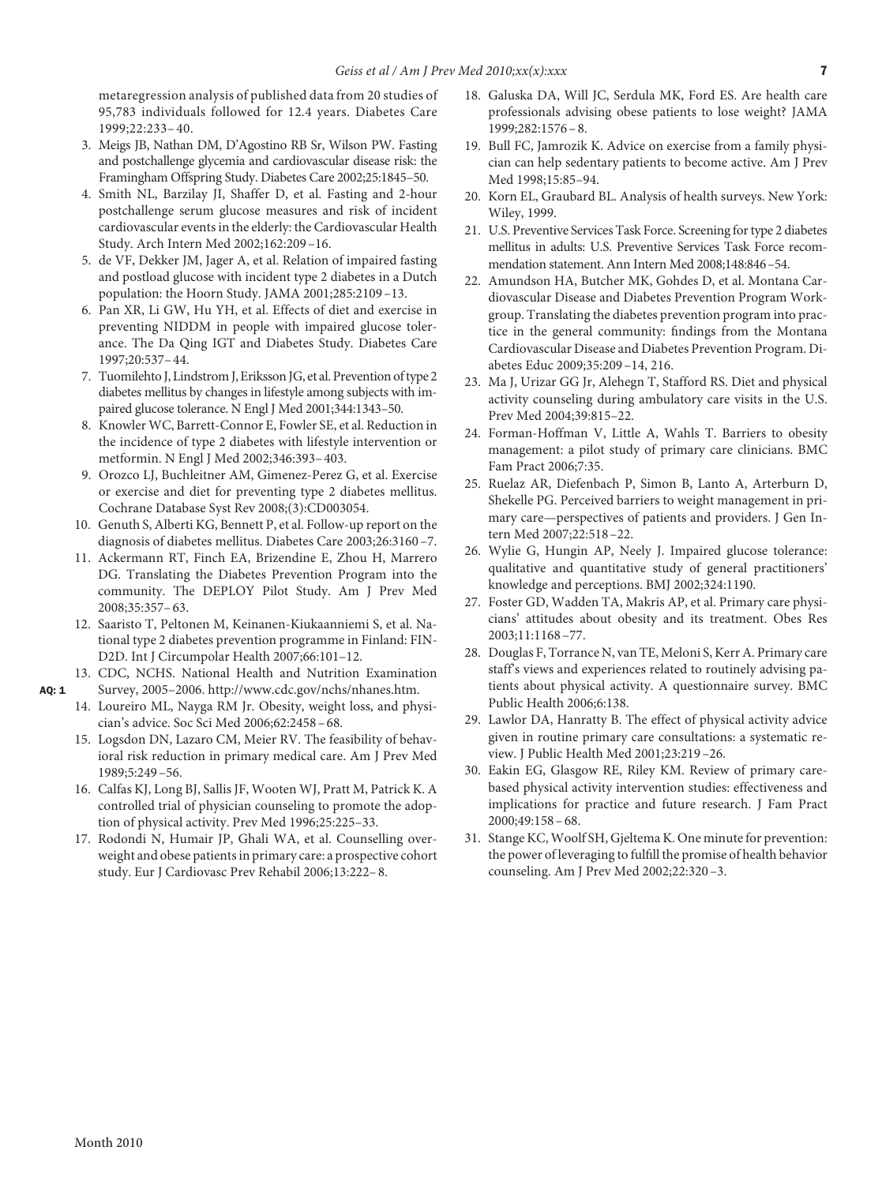metaregression analysis of published data from 20 studies of 95,783 individuals followed for 12.4 years. Diabetes Care 1999;22:233–40.

3. Meigs JB, Nathan DM, D'Agostino RB Sr, Wilson PW. Fasting and postchallenge glycemia and cardiovascular disease risk: the Framingham Offspring Study. Diabetes Care 2002;25:1845–50.
4. Smith NL, Barzilay JI, Shaffer D, et al. Fasting and 2-hour postchallenge serum glucose measures and risk of incident cardiovascular events in the elderly: the Cardiovascular Health Study. Arch Intern Med 2002;162:209–16.
5. de VF, Dekker JM, Jager A, et al. Relation of impaired fasting and postload glucose with incident type 2 diabetes in a Dutch population: the Hoorn Study. JAMA 2001;285:2109–13.
6. Pan XR, Li GW, Hu YH, et al. Effects of diet and exercise in preventing NIDDM in people with impaired glucose tolerance. The Da Qing IGT and Diabetes Study. Diabetes Care 1997;20:537–44.
7. Tuomilehto J, Lindstrom J, Eriksson JG, et al. Prevention of type 2 diabetes mellitus by changes in lifestyle among subjects with impaired glucose tolerance. N Engl J Med 2001;344:1343–50.
8. Knowler WC, Barrett-Connor E, Fowler SE, et al. Reduction in the incidence of type 2 diabetes with lifestyle intervention or metformin. N Engl J Med 2002;346:393–403.
9. Orozco LJ, Buchleitner AM, Gimenez-Perez G, et al. Exercise or exercise and diet for preventing type 2 diabetes mellitus. Cochrane Database Syst Rev 2008;(3):CD003054.
10. Genuth S, Alberti KG, Bennett P, et al. Follow-up report on the diagnosis of diabetes mellitus. Diabetes Care 2003;26:3160–7.
11. Ackermann RT, Finch EA, Brizendine E, Zhou H, Marrero DG. Translating the Diabetes Prevention Program into the community. The DEPLOY Pilot Study. Am J Prev Med 2008;35:357–63.
12. Saaristo T, Peltonen M, Keinanen-Kiukaanniemi S, et al. National type 2 diabetes prevention programme in Finland: FIN-D2D. Int J Circumpolar Health 2007;66:101–12.
13. CDC, NCHS. National Health and Nutrition Examination Survey, 2005–2006. http://www.cdc.gov/nchs/nhanes.htm.
14. Loureiro ML, Nayga RM Jr. Obesity, weight loss, and physician's advice. Soc Sci Med 2006;62:2458–68.
15. Logsdon DN, Lazaro CM, Meier RV. The feasibility of behavioral risk reduction in primary medical care. Am J Prev Med 1989;5:249–56.
16. Calfas KJ, Long BJ, Sallis JF, Wooten WJ, Pratt M, Patrick K. A controlled trial of physician counseling to promote the adoption of physical activity. Prev Med 1996;25:225–33.
17. Rodondi N, Humair JP, Ghali WA, et al. Counselling overweight and obese patients in primary care: a prospective cohort study. Eur J Cardiovasc Prev Rehabil 2006;13:222–8.
18. Galuska DA, Will JC, Serdula MK, Ford ES. Are health care professionals advising obese patients to lose weight? JAMA 1999;282:1576–8.
19. Bull FC, Jamrozik K. Advice on exercise from a family physician can help sedentary patients to become active. Am J Prev Med 1998;15:85–94.
20. Korn EL, Graubard BL. Analysis of health surveys. New York: Wiley, 1999.
21. U.S. Preventive Services Task Force. Screening for type 2 diabetes mellitus in adults: U.S. Preventive Services Task Force recommendation statement. Ann Intern Med 2008;148:846–54.
22. Amundson HA, Butcher MK, Gohdes D, et al. Montana Cardiovascular Disease and Diabetes Prevention Program Workgroup. Translating the diabetes prevention program into practice in the general community: findings from the Montana Cardiovascular Disease and Diabetes Prevention Program. Diabetes Educ 2009;35:209–14, 216.
23. Ma J, Urizar GG Jr, Alehegn T, Stafford RS. Diet and physical activity counseling during ambulatory care visits in the U.S. Prev Med 2004;39:815–22.
24. Forman-Hoffman V, Little A, Wahls T. Barriers to obesity management: a pilot study of primary care clinicians. BMC Fam Pract 2006;7:35.
25. Ruelaz AR, Diefenbach P, Simon B, Lanto A, Arterburn D, Shekelle PG. Perceived barriers to weight management in primary care—perspectives of patients and providers. J Gen Intern Med 2007;22:518–22.
26. Wylie G, Hungin AP, Neely J. Impaired glucose tolerance: qualitative and quantitative study of general practitioners' knowledge and perceptions. BMJ 2002;324:1190.
27. Foster GD, Wadden TA, Makris AP, et al. Primary care physicians' attitudes about obesity and its treatment. Obes Res 2003;11:1168–77.
28. Douglas F, Torrance N, van TE, Meloni S, Kerr A. Primary care staff's views and experiences related to routinely advising patients about physical activity. A questionnaire survey. BMC Public Health 2006;6:138.
29. Lawlor DA, Hanratty B. The effect of physical activity advice given in routine primary care consultations: a systematic review. J Public Health Med 2001;23:219–26.
30. Eakin EG, Glasgow RE, Riley KM. Review of primary care-based physical activity intervention studies: effectiveness and implications for practice and future research. J Fam Pract 2000;49:158–68.
31. Stange KC, Woolf SH, Gjeltema K. One minute for prevention: the power of leveraging to fulfill the promise of health behavior counseling. Am J Prev Med 2002;22:320–3.